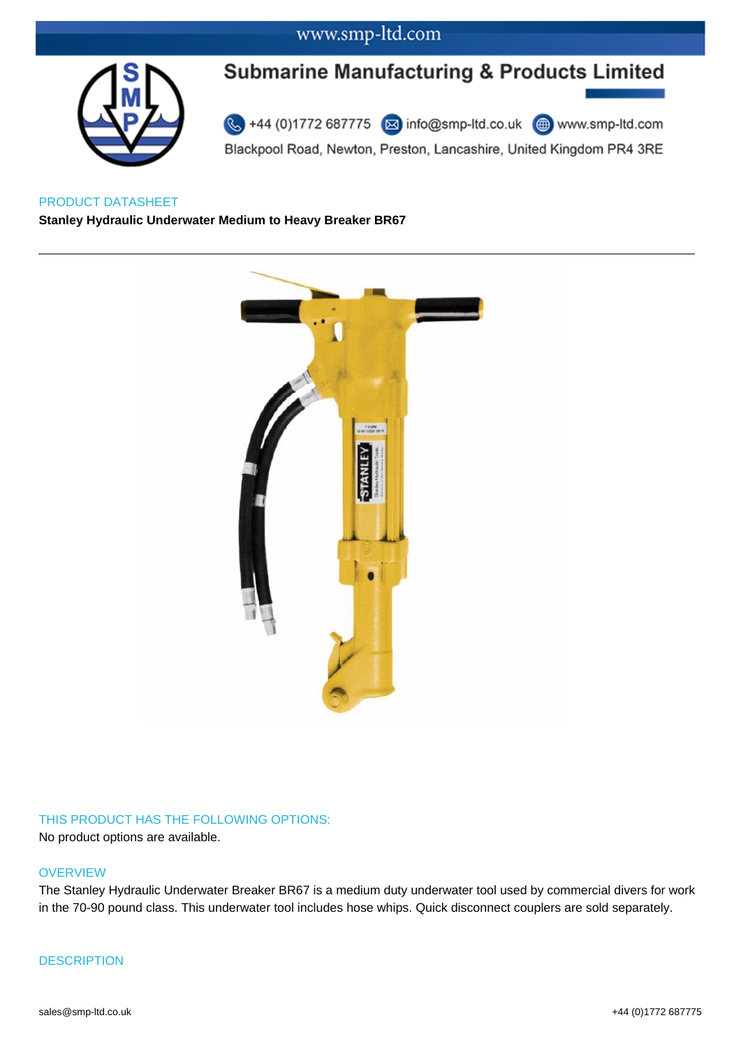www.smp-ltd.com

# Submarine Manufacturing & Products Limited

+44 (0)1772 687775 info@smp-ltd.co.uk www.smp-ltd.com

Blackpool Road, Newton, Preston, Lancashire, United Kingdom PR4 3RE

PRODUCT DATASHEET

**Stanley Hydraulic Underwater Medium to Heavy Breaker BR67**

---

## THIS PRODUCT HAS THE FOLLOWING OPTIONS:

No product options are available.

## OVERVIEW

The Stanley Hydraulic Underwater Breaker BR67 is a medium duty underwater tool used by commercial divers for work in the 70-90 pound class. This underwater tool includes hose whips. Quick disconnect couplers are sold separately.

## DESCRIPTION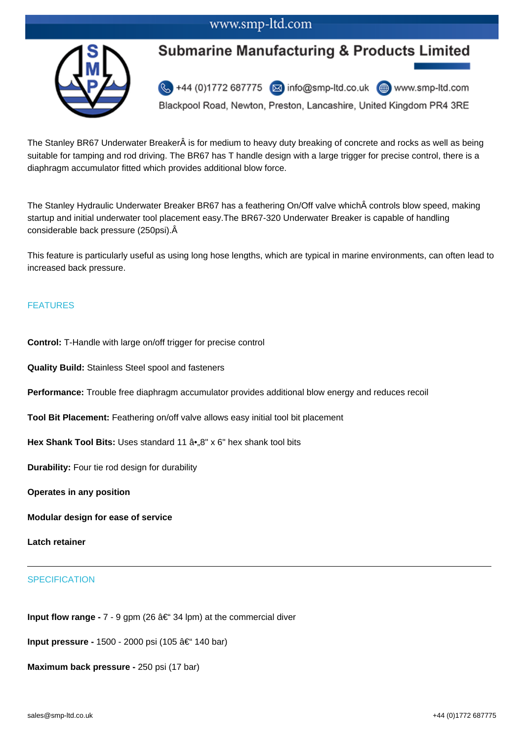# Submarine Manufacturing & Products Limited

+44 (0)1772 687775 info@smp-ltd.co.uk www.smp-ltd.com

Blackpool Road, Newton, Preston, Lancashire, United Kingdom PR4 3RE

The Stanley BR67 Underwater BreakerÂ is for medium to heavy duty breaking of concrete and rocks as well as being suitable for tamping and rod driving. The BR67 has T handle design with a large trigger for precise control, there is a diaphragm accumulator fitted which provides additional blow force.

The Stanley Hydraulic Underwater Breaker BR67 has a feathering On/Off valve whichÂ controls blow speed, making startup and initial underwater tool placement easy.The BR67-320 Underwater Breaker is capable of handling considerable back pressure (250psi).Â

This feature is particularly useful as using long hose lengths, which are typical in marine environments, can often lead to increased back pressure.

## FEATURES

**Control:** T-Handle with large on/off trigger for precise control

**Quality Build:** Stainless Steel spool and fasteners

**Performance:** Trouble free diaphragm accumulator provides additional blow energy and reduces recoil

**Tool Bit Placement:** Feathering on/off valve allows easy initial tool bit placement

**Hex Shank Tool Bits:** Uses standard 11 â•„8" x 6" hex shank tool bits

**Durability:** Four tie rod design for durability

**Operates in any position**

**Modular design for ease of service**

**Latch retainer**

---

## SPECIFICATION

**Input flow range -** 7 - 9 gpm (26 â€“ 34 lpm) at the commercial diver

**Input pressure -** 1500 - 2000 psi (105 â€“ 140 bar)

**Maximum back pressure -** 250 psi (17 bar)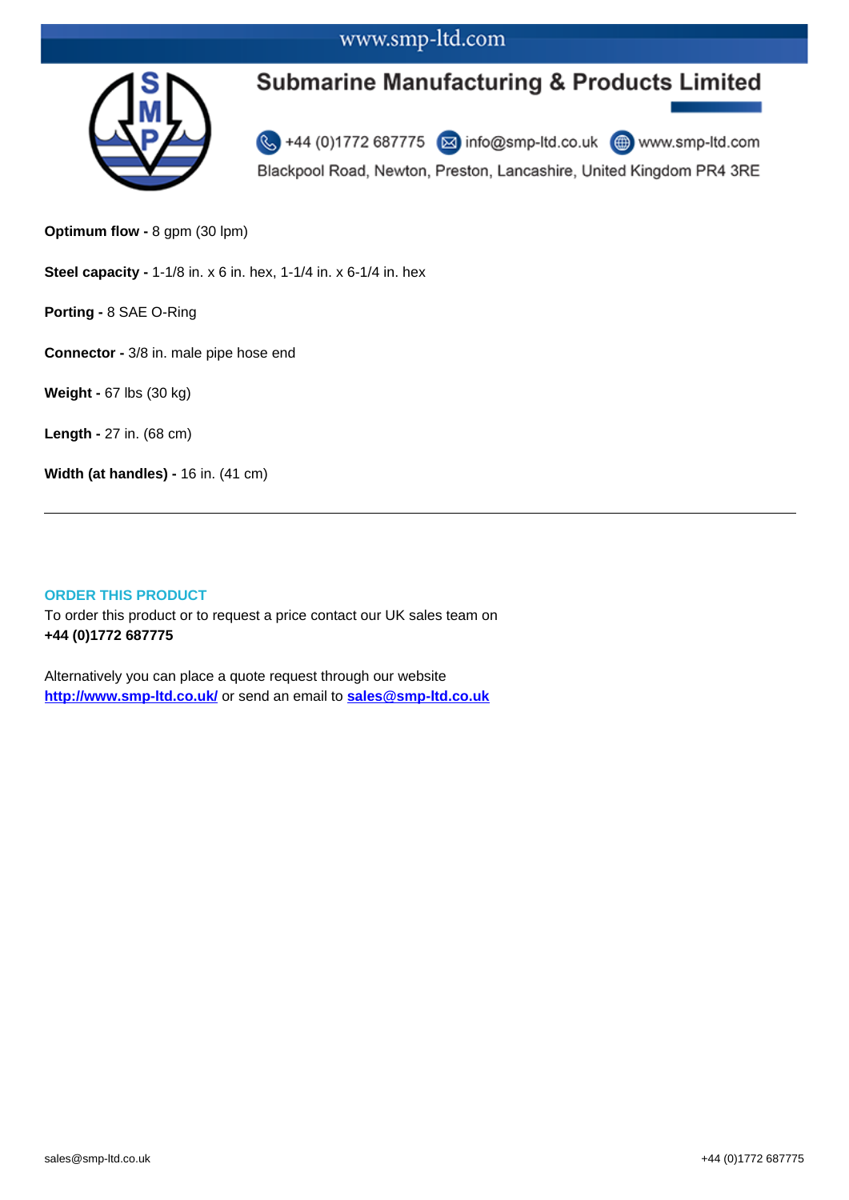**Optimum flow -** 8 gpm (30 lpm)

**Steel capacity -** 1-1/8 in. x 6 in. hex, 1-1/4 in. x 6-1/4 in. hex

**Porting -** 8 SAE O-Ring

**Connector -** 3/8 in. male pipe hose end

**Weight -** 67 lbs (30 kg)

**Length -** 27 in. (68 cm)

**Width (at handles) -** 16 in. (41 cm)

---

**ORDER THIS PRODUCT**

To order this product or to request a price contact our UK sales team on
**+44 (0)1772 687775**

Alternatively you can place a quote request through our website
**[http://www.smp-ltd.co.uk/](http://www.smp-ltd.co.uk/)** or send an email to **[sales@smp-ltd.co.uk](mailto:sales@smp-ltd.co.uk)**